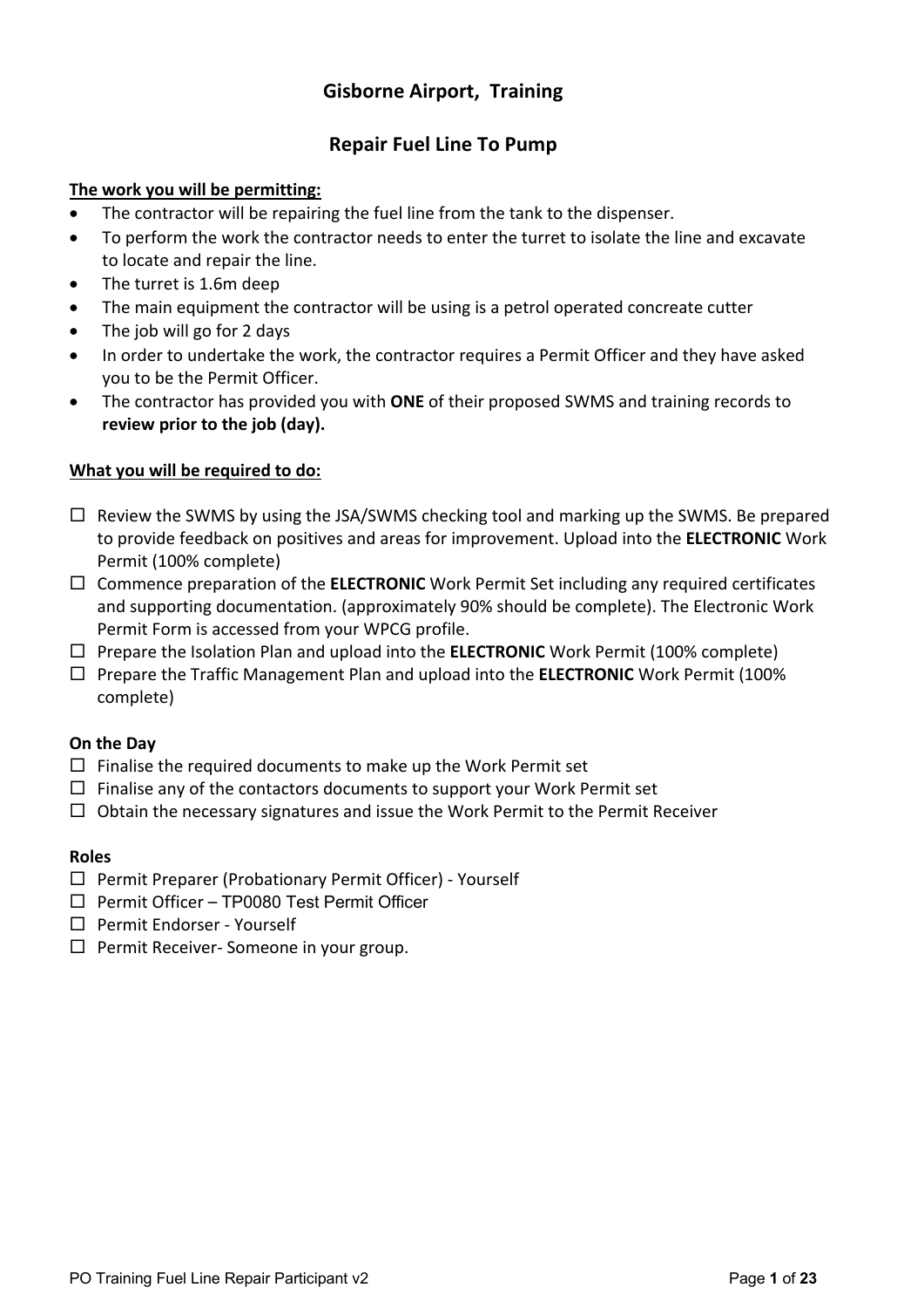# Gisborne Airport,  Training

## Repair Fuel Line To Pump

**The work you will be permitting:**

- The contractor will be repairing the fuel line from the tank to the dispenser.
- To perform the work the contractor needs to enter the turret to isolate the line and excavate to locate and repair the line.
- The turret is 1.6m deep
- The main equipment the contractor will be using is a petrol operated concreate cutter
- The job will go for 2 days
- In order to undertake the work, the contractor requires a Permit Officer and they have asked you to be the Permit Officer.
- The contractor has provided you with **ONE** of their proposed SWMS and training records to **review prior to the job (day).**

**What you will be required to do:**

- ☐ Review the SWMS by using the JSA/SWMS checking tool and marking up the SWMS. Be prepared to provide feedback on positives and areas for improvement. Upload into the **ELECTRONIC** Work Permit (100% complete)
- ☐ Commence preparation of the **ELECTRONIC** Work Permit Set including any required certificates and supporting documentation. (approximately 90% should be complete). The Electronic Work Permit Form is accessed from your WPCG profile.
- ☐ Prepare the Isolation Plan and upload into the **ELECTRONIC** Work Permit (100% complete)
- ☐ Prepare the Traffic Management Plan and upload into the **ELECTRONIC** Work Permit (100% complete)

**On the Day**

- ☐ Finalise the required documents to make up the Work Permit set
- ☐ Finalise any of the contactors documents to support your Work Permit set
- ☐ Obtain the necessary signatures and issue the Work Permit to the Permit Receiver

**Roles**

- ☐ Permit Preparer (Probationary Permit Officer) - Yourself
- ☐ Permit Officer – TP0080 Test Permit Officer
- ☐ Permit Endorser - Yourself
- ☐ Permit Receiver- Someone in your group.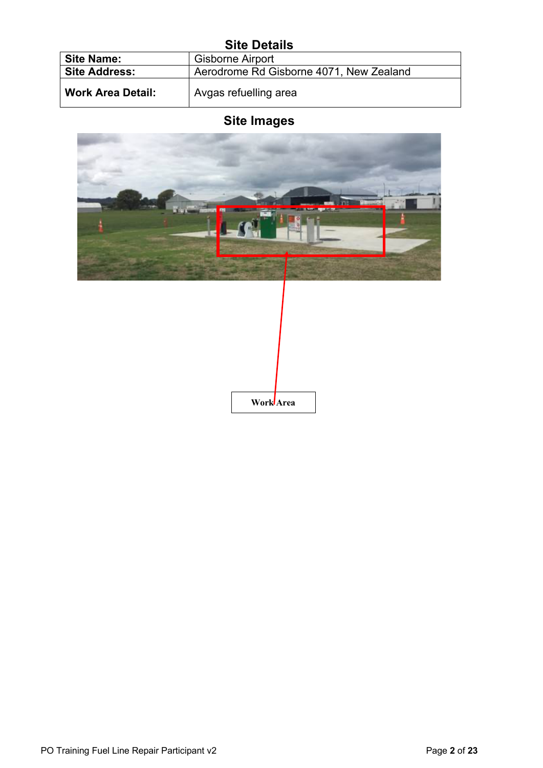## Site Details

| Site Name: | Gisborne Airport |
|---|---|
| Site Address: | Aerodrome Rd Gisborne 4071, New Zealand |
| Work Area Detail: | Avgas refuelling area |

## Site Images

Work Area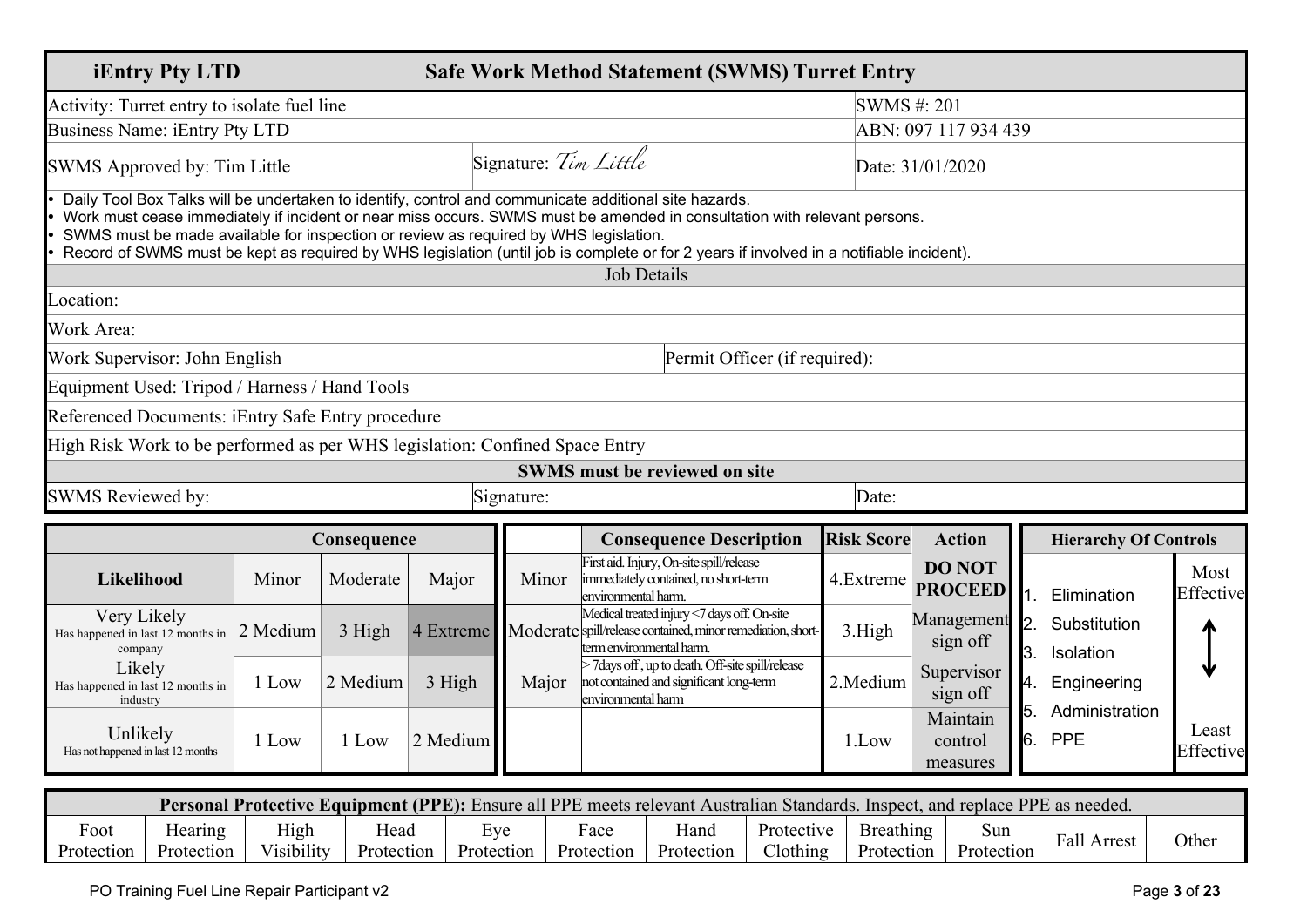| iEntry Pty LTD | Safe Work Method Statement (SWMS) Turret Entry | | |
|---|---|---|---|
| Activity: Turret entry to isolate fuel line | | | SWMS #: 201 |
| Business Name: iEntry Pty LTD | | | ABN: 097 117 934 439 |
| SWMS Approved by: Tim Little | Signature: *Tim Little* | | Date: 31/01/2020 |

- Daily Tool Box Talks will be undertaken to identify, control and communicate additional site hazards.
- Work must cease immediately if incident or near miss occurs. SWMS must be amended in consultation with relevant persons.
- SWMS must be made available for inspection or review as required by WHS legislation.
- Record of SWMS must be kept as required by WHS legislation (until job is complete or for 2 years if involved in a notifiable incident).

| Job Details | |
|---|---|
| Location: | |
| Work Area: | |
| Work Supervisor: John English | Permit Officer (if required): |
| Equipment Used: Tripod / Harness / Hand Tools | |
| Referenced Documents: iEntry Safe Entry procedure | |
| High Risk Work to be performed as per WHS legislation: Confined Space Entry | |

| **SWMS must be reviewed on site** | | |
|---|---|---|
| SWMS Reviewed by: | Signature: | Date: |

| | Consequence | | |
|---|---|---|---|
| **Likelihood** | Minor | Moderate | Major |
| Very Likely<br>Has happened in last 12 months in company | 2 Medium | 3 High | 4 Extreme |
| Likely<br>Has happened in last 12 months in industry | 1 Low | 2 Medium | 3 High |
| Unlikely<br>Has not happened in last 12 months | 1 Low | 1 Low | 2 Medium |

| | Consequence Description | Risk Score | Action |
|---|---|---|---|
| Minor | First aid. Injury, On-site spill/release immediately contained, no short-term environmental harm. | 4.Extreme | **DO NOT PROCEED** |
| Moderate | Medical treated injury <7 days off. On-site spill/release contained, minor remediation, short-term environmental harm. | 3.High | Management sign off |
| Major | > 7days off , up to death. Off-site spill/release not contained and significant long-term environmental harm | 2.Medium | Supervisor sign off |
| | | 1.Low | Maintain control measures |

| Hierarchy Of Controls | |
|---|---|
| 1. Elimination | Most Effective |
| 2. Substitution | |
| 3. Isolation | |
| 4. Engineering | |
| 5. Administration | |
| 6. PPE | Least Effective |

| **Personal Protective Equipment (PPE):** Ensure all PPE meets relevant Australian Standards. Inspect, and replace PPE as needed. | | | | | | | | | | | |
|---|---|---|---|---|---|---|---|---|---|---|---|
| Foot Protection | Hearing Protection | High Visibility | Head Protection | Eye Protection | Face Protection | Hand Protection | Protective Clothing | Breathing Protection | Sun Protection | Fall Arrest | Other |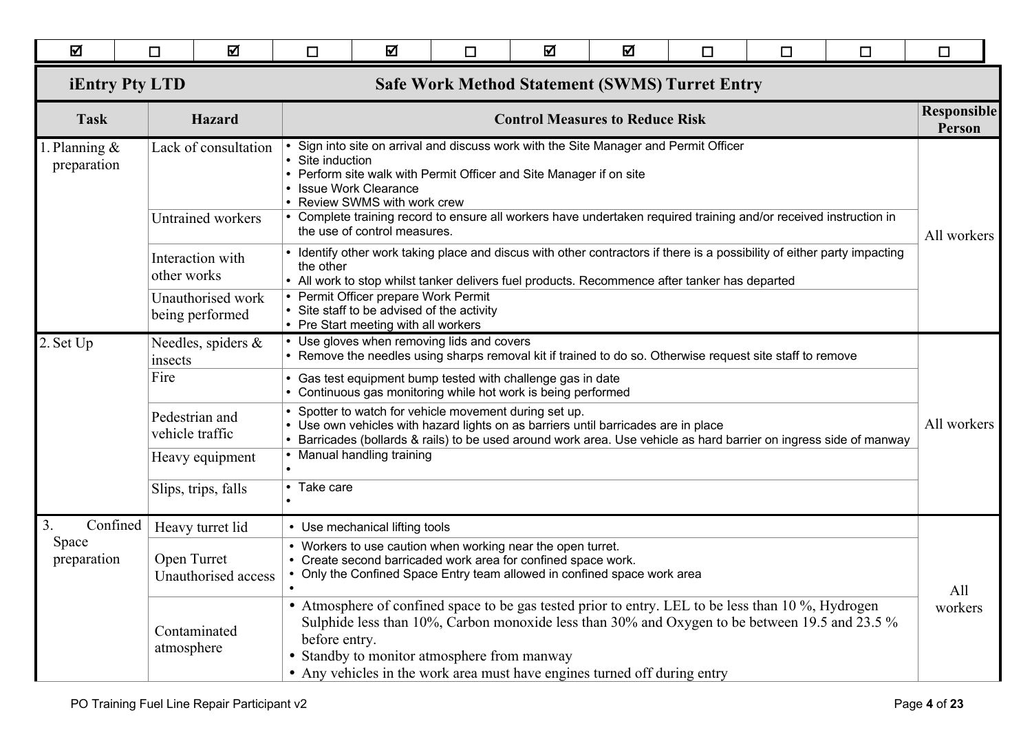| ☑ | ☐ | ☑ | ☐ | ☑ | ☐ | ☑ | ☑ | ☐ | ☐ | ☐ | ☐ |
|---|---|---|---|---|---|---|---|---|---|---|---|

**iEntry Pty LTD** **Safe Work Method Statement (SWMS) Turret Entry**

| Task | Hazard | Control Measures to Reduce Risk | Responsible Person |
|---|---|---|---|
| 1. Planning & preparation | Lack of consultation | • Sign into site on arrival and discuss work with the Site Manager and Permit Officer<br>• Site induction<br>• Perform site walk with Permit Officer and Site Manager if on site<br>• Issue Work Clearance<br>• Review SWMS with work crew | All workers |
| | Untrained workers | • Complete training record to ensure all workers have undertaken required training and/or received instruction in the use of control measures. | |
| | Interaction with other works | • Identify other work taking place and discus with other contractors if there is a possibility of either party impacting the other<br>• All work to stop whilst tanker delivers fuel products. Recommence after tanker has departed | |
| | Unauthorised work being performed | • Permit Officer prepare Work Permit<br>• Site staff to be advised of the activity<br>• Pre Start meeting with all workers | |
| 2. Set Up | Needles, spiders & insects | • Use gloves when removing lids and covers<br>• Remove the needles using sharps removal kit if trained to do so. Otherwise request site staff to remove | All workers |
| | Fire | • Gas test equipment bump tested with challenge gas in date<br>• Continuous gas monitoring while hot work is being performed | |
| | Pedestrian and vehicle traffic | • Spotter to watch for vehicle movement during set up.<br>• Use own vehicles with hazard lights on as barriers until barricades are in place<br>• Barricades (bollards & rails) to be used around work area. Use vehicle as hard barrier on ingress side of manway | |
| | Heavy equipment | • Manual handling training<br>• | |
| | Slips, trips, falls | • Take care<br>• | |
| 3. Confined Space preparation | Heavy turret lid | • Use mechanical lifting tools | All workers |
| | Open Turret Unauthorised access | • Workers to use caution when working near the open turret.<br>• Create second barricaded work area for confined space work.<br>• Only the Confined Space Entry team allowed in confined space work area<br>• | |
| | Contaminated atmosphere | • Atmosphere of confined space to be gas tested prior to entry. LEL to be less than 10 %, Hydrogen Sulphide less than 10%, Carbon monoxide less than 30% and Oxygen to be between 19.5 and 23.5 % before entry.<br>• Standby to monitor atmosphere from manway<br>• Any vehicles in the work area must have engines turned off during entry | |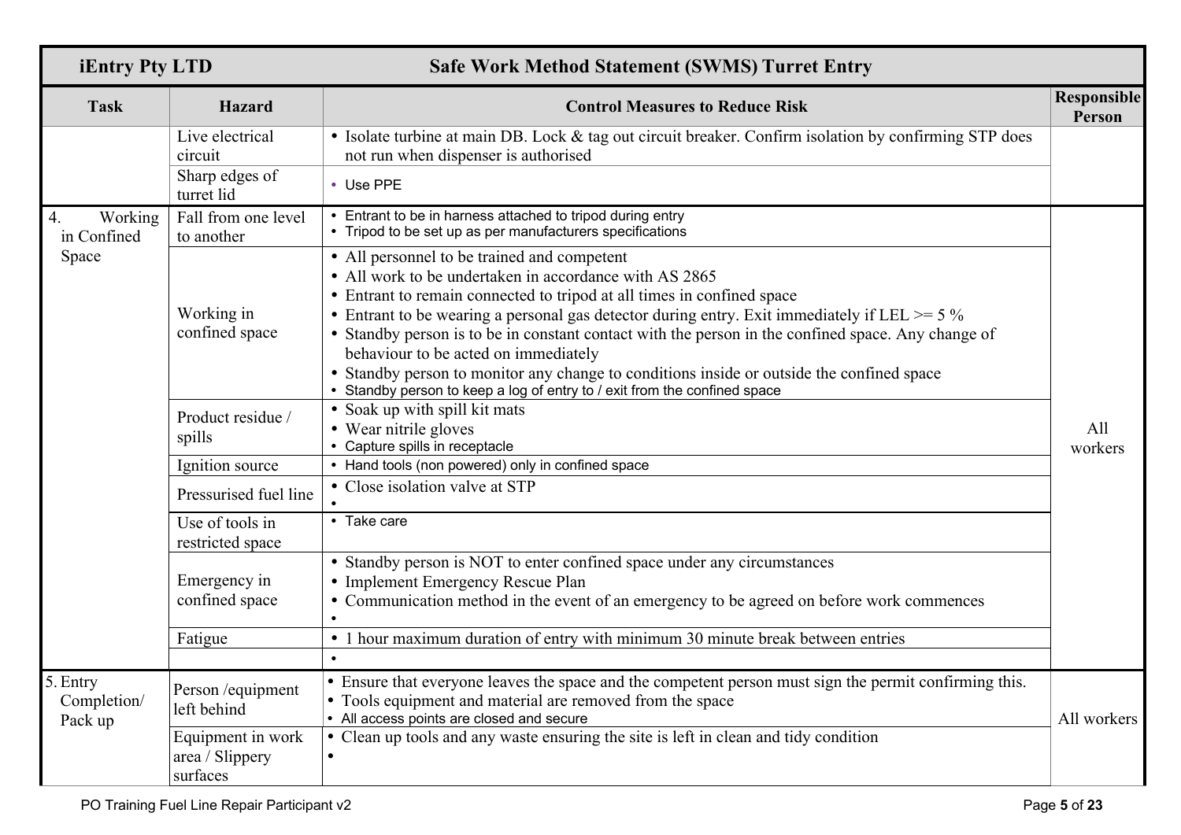| iEntry Pty LTD | Safe Work Method Statement (SWMS) Turret Entry | | |
|---|---|---|---|
| **Task** | **Hazard** | **Control Measures to Reduce Risk** | **Responsible Person** |
| | Live electrical circuit | • Isolate turbine at main DB. Lock & tag out circuit breaker. Confirm isolation by confirming STP does not run when dispenser is authorised | |
| | Sharp edges of turret lid | • Use PPE | |
| 4. Working in Confined Space | Fall from one level to another | • Entrant to be in harness attached to tripod during entry<br>• Tripod to be set up as per manufacturers specifications | All workers |
| | Working in confined space | • All personnel to be trained and competent<br>• All work to be undertaken in accordance with AS 2865<br>• Entrant to remain connected to tripod at all times in confined space<br>• Entrant to be wearing a personal gas detector during entry. Exit immediately if LEL >= 5 %<br>• Standby person is to be in constant contact with the person in the confined space. Any change of behaviour to be acted on immediately<br>• Standby person to monitor any change to conditions inside or outside the confined space<br>• Standby person to keep a log of entry to / exit from the confined space | |
| | Product residue / spills | • Soak up with spill kit mats<br>• Wear nitrile gloves<br>• Capture spills in receptacle | |
| | Ignition source | • Hand tools (non powered) only in confined space | |
| | Pressurised fuel line | • Close isolation valve at STP<br>• | |
| | Use of tools in restricted space | • Take care | |
| | Emergency in confined space | • Standby person is NOT to enter confined space under any circumstances<br>• Implement Emergency Rescue Plan<br>• Communication method in the event of an emergency to be agreed on before work commences<br>• | |
| | Fatigue | • 1 hour maximum duration of entry with minimum 30 minute break between entries | |
| | | • | |
| 5. Entry Completion/ Pack up | Person /equipment left behind | • Ensure that everyone leaves the space and the competent person must sign the permit confirming this.<br>• Tools equipment and material are removed from the space<br>• All access points are closed and secure | All workers |
| | Equipment in work area / Slippery surfaces | • Clean up tools and any waste ensuring the site is left in clean and tidy condition<br>• | |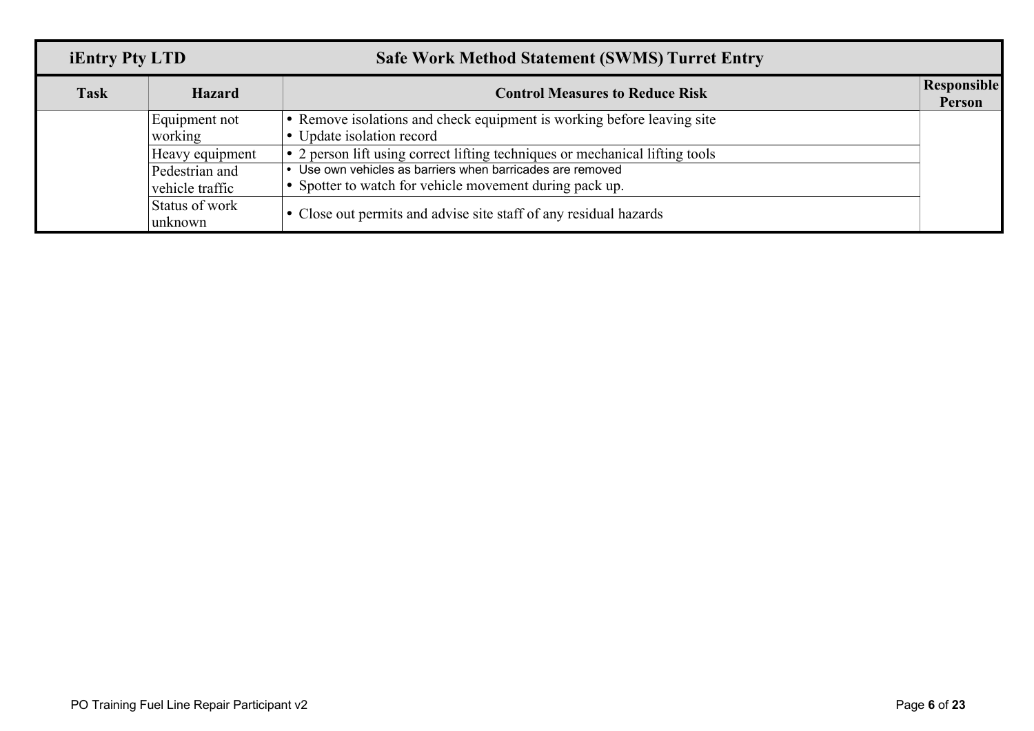| iEntry Pty LTD | Safe Work Method Statement (SWMS) Turret Entry | | |
|---|---|---|---|
| **Task** | **Hazard** | **Control Measures to Reduce Risk** | **Responsible Person** |
| | Equipment not working | • Remove isolations and check equipment is working before leaving site<br>• Update isolation record | |
| | Heavy equipment | • 2 person lift using correct lifting techniques or mechanical lifting tools | |
| | Pedestrian and vehicle traffic | • Use own vehicles as barriers when barricades are removed<br>• Spotter to watch for vehicle movement during pack up. | |
| | Status of work unknown | • Close out permits and advise site staff of any residual hazards | |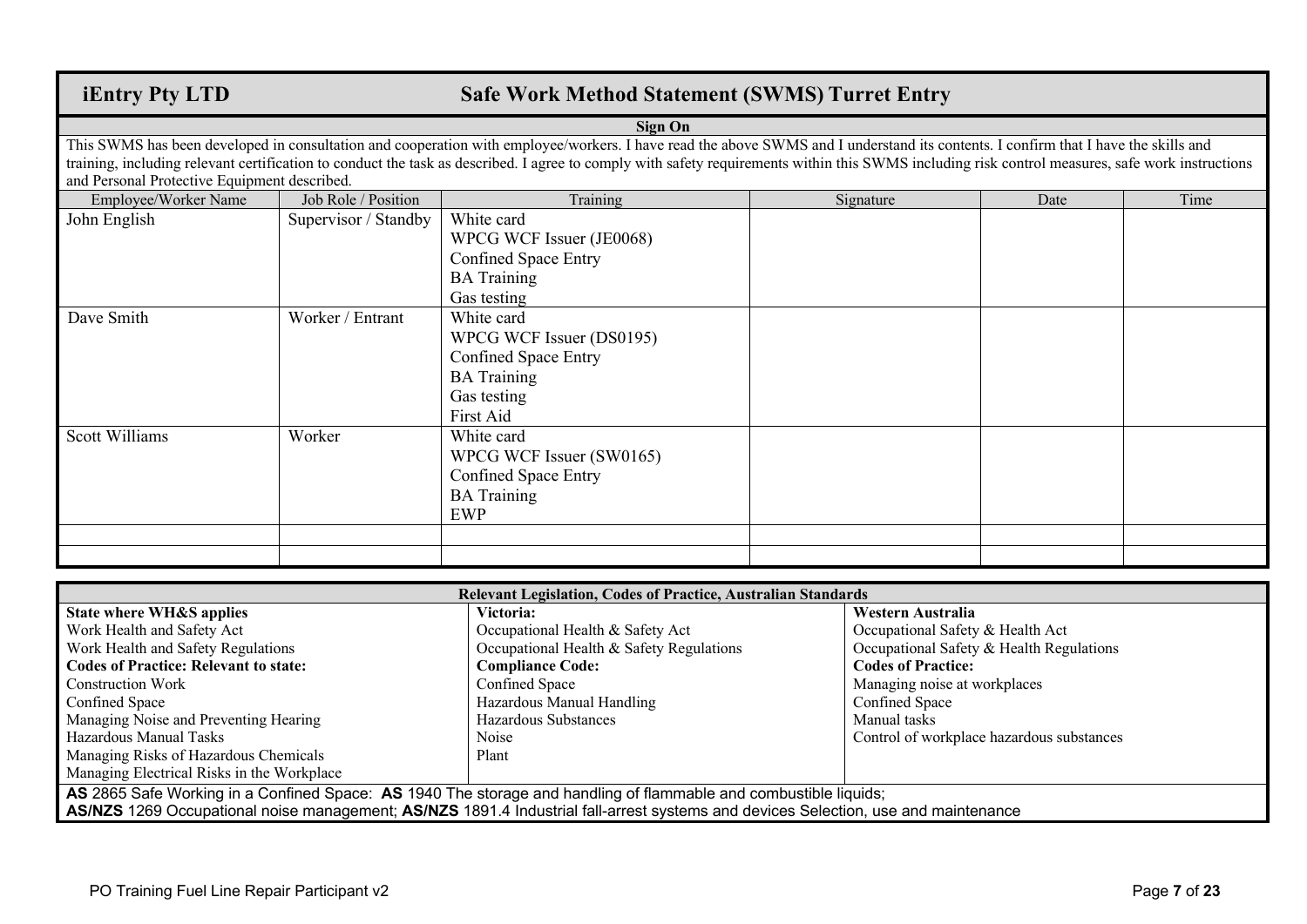## iEntry Pty LTD — Safe Work Method Statement (SWMS) Turret Entry

### Sign On

This SWMS has been developed in consultation and cooperation with employee/workers. I have read the above SWMS and I understand its contents. I confirm that I have the skills and training, including relevant certification to conduct the task as described. I agree to comply with safety requirements within this SWMS including risk control measures, safe work instructions and Personal Protective Equipment described.

| Employee/Worker Name | Job Role / Position | Training | Signature | Date | Time |
|---|---|---|---|---|---|
| John English | Supervisor / Standby | White card<br>WPCG WCF Issuer (JE0068)<br>Confined Space Entry<br>BA Training<br>Gas testing | | | |
| Dave Smith | Worker / Entrant | White card<br>WPCG WCF Issuer (DS0195)<br>Confined Space Entry<br>BA Training<br>Gas testing<br>First Aid | | | |
| Scott Williams | Worker | White card<br>WPCG WCF Issuer (SW0165)<br>Confined Space Entry<br>BA Training<br>EWP | | | |
| | | | | | |
| | | | | | |

### Relevant Legislation, Codes of Practice, Australian Standards

| State where WH&S applies | Victoria: | Western Australia |
|---|---|---|
| Work Health and Safety Act | Occupational Health & Safety Act | Occupational Safety & Health Act |
| Work Health and Safety Regulations | Occupational Health & Safety Regulations | Occupational Safety & Health Regulations |
| **Codes of Practice: Relevant to state:** | **Compliance Code:** | **Codes of Practice:** |
| Construction Work | Confined Space | Managing noise at workplaces |
| Confined Space | Hazardous Manual Handling | Confined Space |
| Managing Noise and Preventing Hearing | Hazardous Substances | Manual tasks |
| Hazardous Manual Tasks | Noise | Control of workplace hazardous substances |
| Managing Risks of Hazardous Chemicals | Plant | |
| Managing Electrical Risks in the Workplace | | |

**AS** 2865 Safe Working in a Confined Space: **AS** 1940 The storage and handling of flammable and combustible liquids;
**AS/NZS** 1269 Occupational noise management; **AS/NZS** 1891.4 Industrial fall-arrest systems and devices Selection, use and maintenance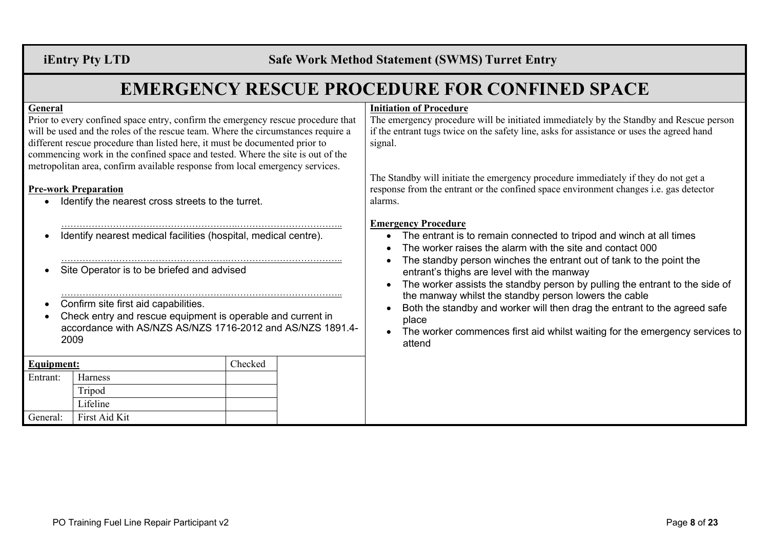**iEntry Pty LTD** **Safe Work Method Statement (SWMS) Turret Entry**

# EMERGENCY RESCUE PROCEDURE FOR CONFINED SPACE

**General**

Prior to every confined space entry, confirm the emergency rescue procedure that will be used and the roles of the rescue team. Where the circumstances require a different rescue procedure than listed here, it must be documented prior to commencing work in the confined space and tested. Where the site is out of the metropolitan area, confirm available response from local emergency services.

**Pre-work Preparation**

- Identify the nearest cross streets to the turret.

  ………………………………………………..……………………………..

- Identify nearest medical facilities (hospital, medical centre).

  ………………………………………………..……………………………..

- Site Operator is to be briefed and advised

  ………………………………………………..……………………………..

- Confirm site first aid capabilities.
- Check entry and rescue equipment is operable and current in accordance with AS/NZS AS/NZS 1716-2012 and AS/NZS 1891.4-2009

| **Equipment:** | | Checked |
|---|---|---|
| Entrant: | Harness | |
| | Tripod | |
| | Lifeline | |
| General: | First Aid Kit | |

**Initiation of Procedure**

The emergency procedure will be initiated immediately by the Standby and Rescue person if the entrant tugs twice on the safety line, asks for assistance or uses the agreed hand signal.

The Standby will initiate the emergency procedure immediately if they do not get a response from the entrant or the confined space environment changes i.e. gas detector alarms.

**Emergency Procedure**

- The entrant is to remain connected to tripod and winch at all times
- The worker raises the alarm with the site and contact 000
- The standby person winches the entrant out of tank to the point the entrant's thighs are level with the manway
- The worker assists the standby person by pulling the entrant to the side of the manway whilst the standby person lowers the cable
- Both the standby and worker will then drag the entrant to the agreed safe place
- The worker commences first aid whilst waiting for the emergency services to attend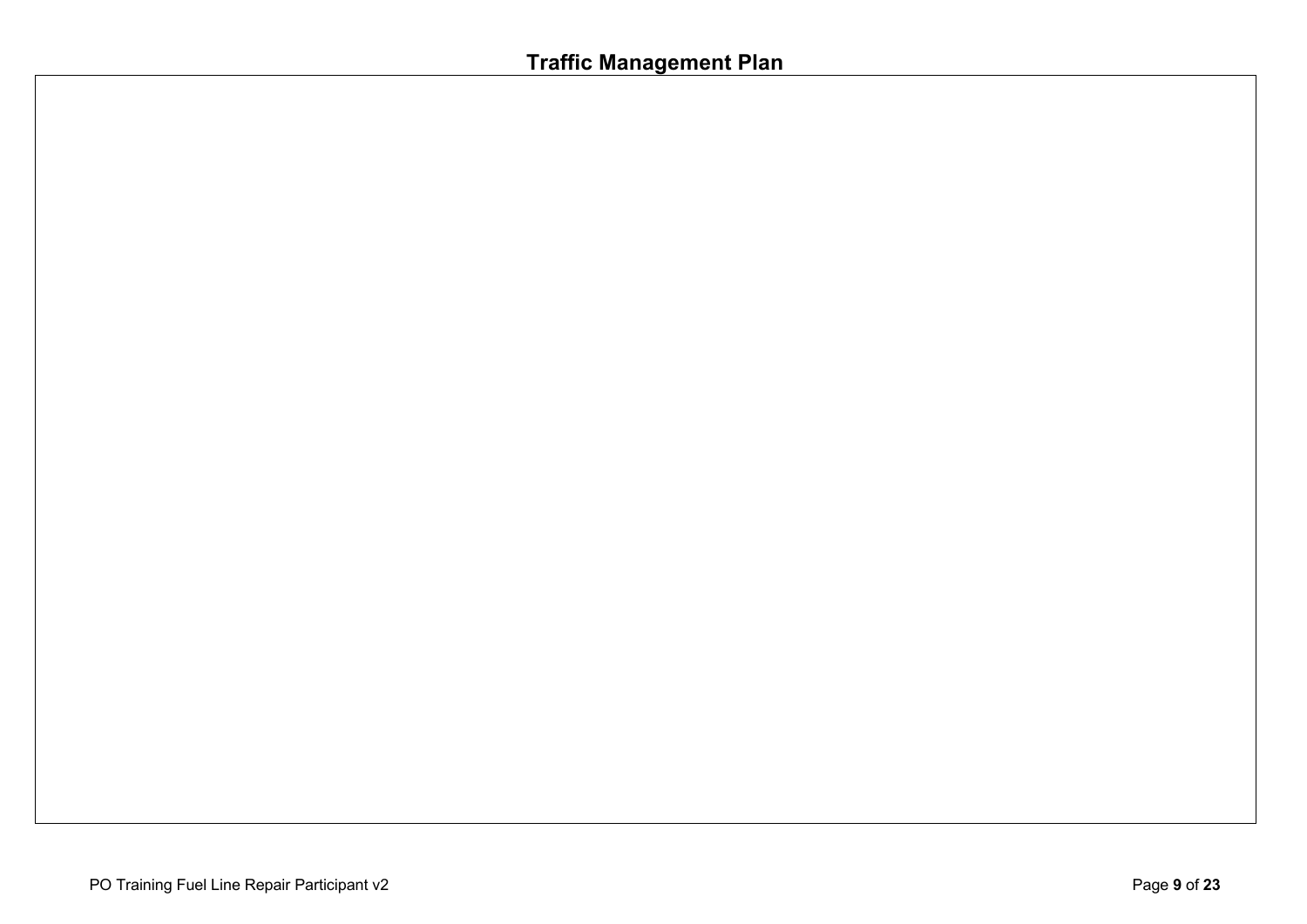# Traffic Management Plan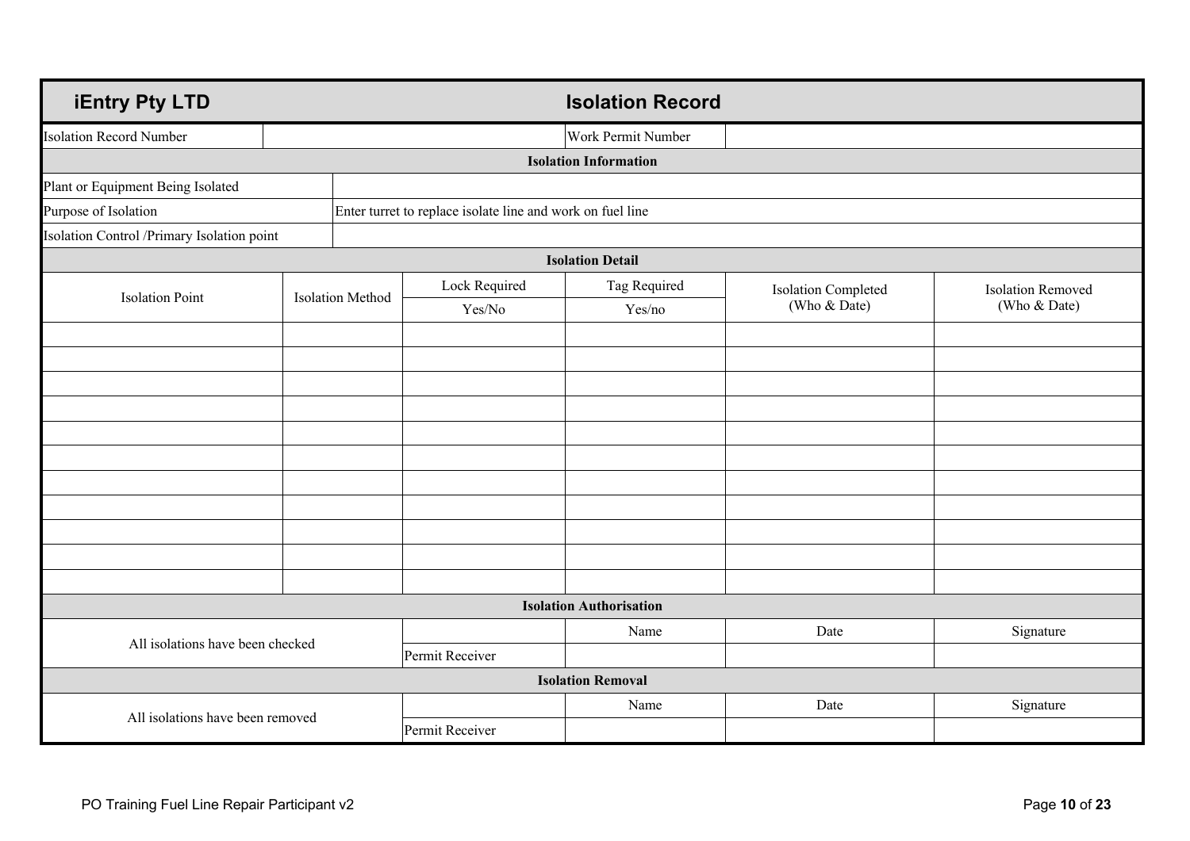| iEntry Pty LTD | | | Isolation Record | | |
|---|---|---|---|---|---|
| Isolation Record Number | | | Work Permit Number | | |
| **Isolation Information** | | | | | |
| Plant or Equipment Being Isolated | | | | | |
| Purpose of Isolation | Enter turret to replace isolate line and work on fuel line | | | | |
| Isolation Control /Primary Isolation point | | | | | |
| **Isolation Detail** | | | | | |
| Isolation Point | Isolation Method | Lock Required | Tag Required | Isolation Completed (Who & Date) | Isolation Removed (Who & Date) |
| | | Yes/No | Yes/no | | |
| | | | | | |
| | | | | | |
| | | | | | |
| | | | | | |
| | | | | | |
| | | | | | |
| | | | | | |
| | | | | | |
| | | | | | |
| | | | | | |
| | | | | | |
| **Isolation Authorisation** | | | | | |
| All isolations have been checked | | | Name | Date | Signature |
| | | Permit Receiver | | | |
| **Isolation Removal** | | | | | |
| All isolations have been removed | | | Name | Date | Signature |
| | | Permit Receiver | | | |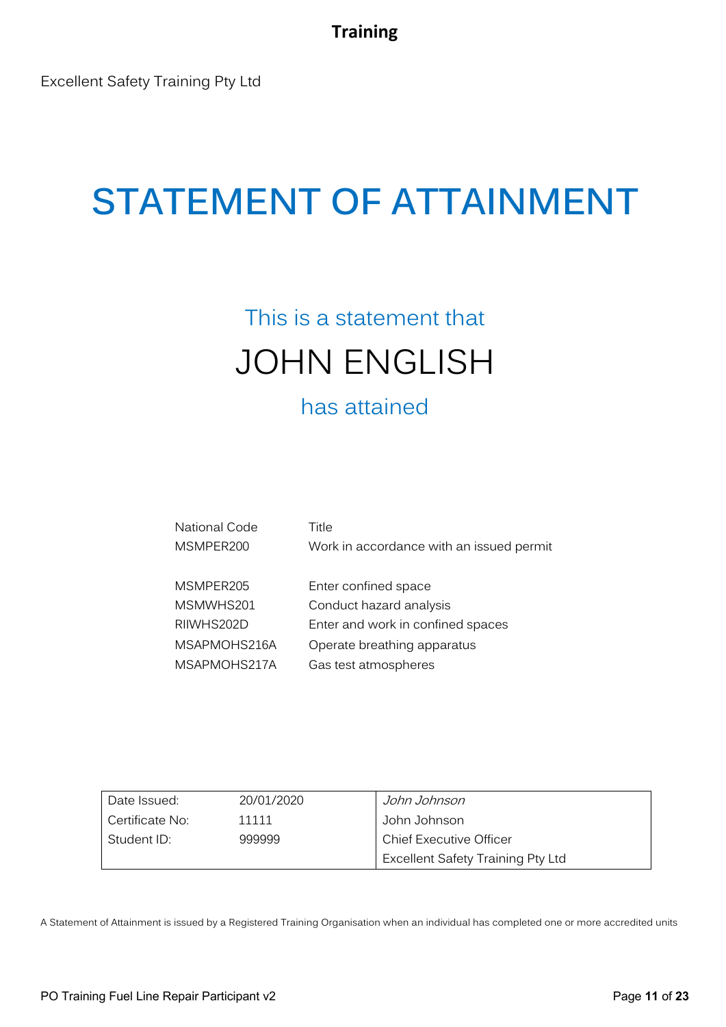**Training**

Excellent Safety Training Pty Ltd

# STATEMENT OF ATTAINMENT

This is a statement that

## JOHN ENGLISH

has attained

| National Code | Title |
|---|---|
| MSMPER200 | Work in accordance with an issued permit |
| MSMPER205 | Enter confined space |
| MSMWHS201 | Conduct hazard analysis |
| RIIWHS202D | Enter and work in confined spaces |
| MSAPMOHS216A | Operate breathing apparatus |
| MSAPMOHS217A | Gas test atmospheres |

| Date Issued: | 20/01/2020 | *John Johnson* |
|---|---|---|
| Certificate No: | 11111 | John Johnson |
| Student ID: | 999999 | Chief Executive Officer |
| | | Excellent Safety Training Pty Ltd |

A Statement of Attainment is issued by a Registered Training Organisation when an individual has completed one or more accredited units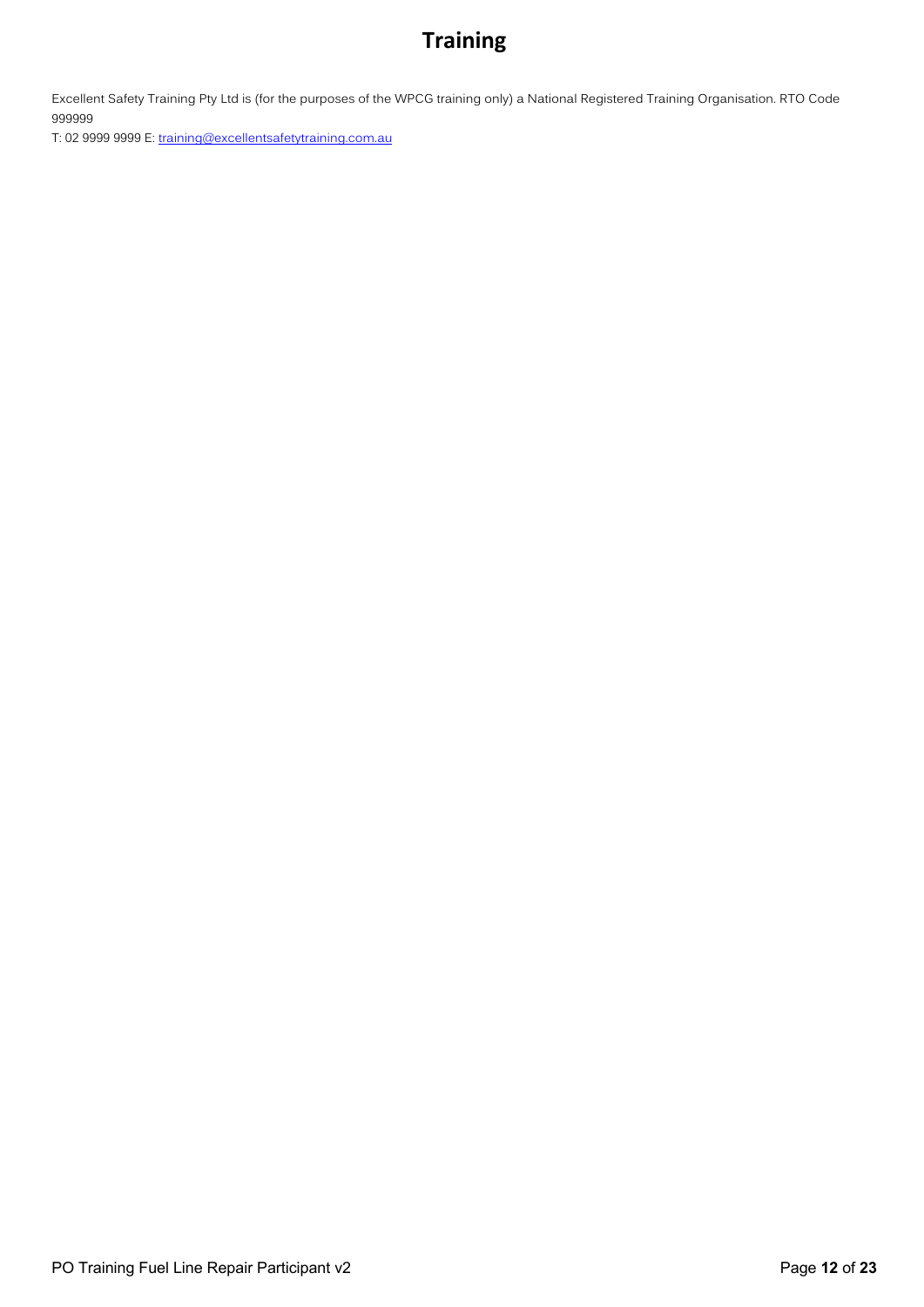# Training

Excellent Safety Training Pty Ltd is (for the purposes of the WPCG training only) a National Registered Training Organisation. RTO Code 999999

T: 02 9999 9999 E: training@excellentsafetytraining.com.au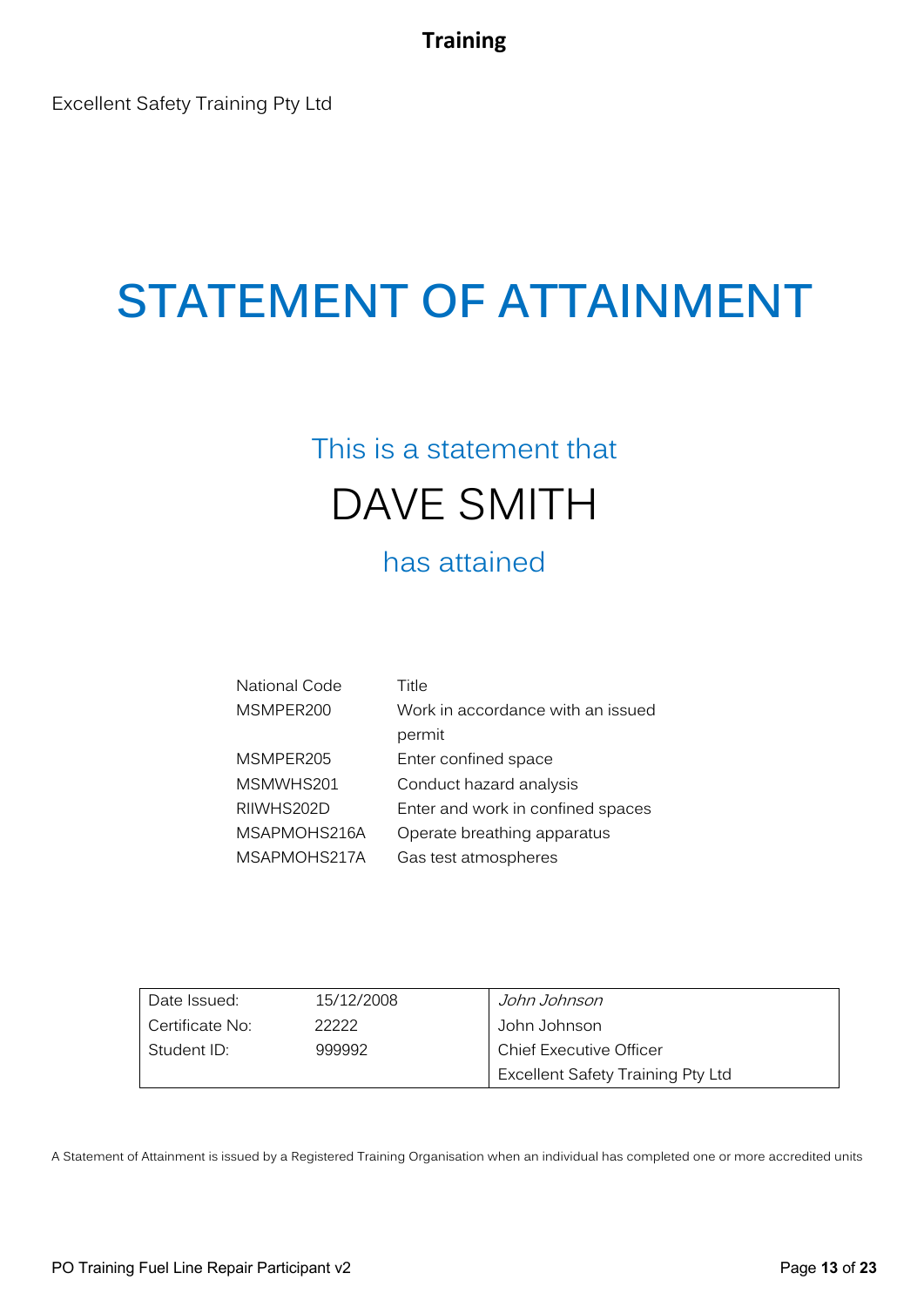Excellent Safety Training Pty Ltd

# STATEMENT OF ATTAINMENT

This is a statement that

## DAVE SMITH

has attained

| National Code | Title |
|---|---|
| MSMPER200 | Work in accordance with an issued permit |
| MSMPER205 | Enter confined space |
| MSMWHS201 | Conduct hazard analysis |
| RIIWHS202D | Enter and work in confined spaces |
| MSAPMOHS216A | Operate breathing apparatus |
| MSAPMOHS217A | Gas test atmospheres |

| | | |
|---|---|---|
| Date Issued: | 15/12/2008 | *John Johnson* |
| Certificate No: | 22222 | John Johnson |
| Student ID: | 999992 | Chief Executive Officer |
| | | Excellent Safety Training Pty Ltd |

A Statement of Attainment is issued by a Registered Training Organisation when an individual has completed one or more accredited units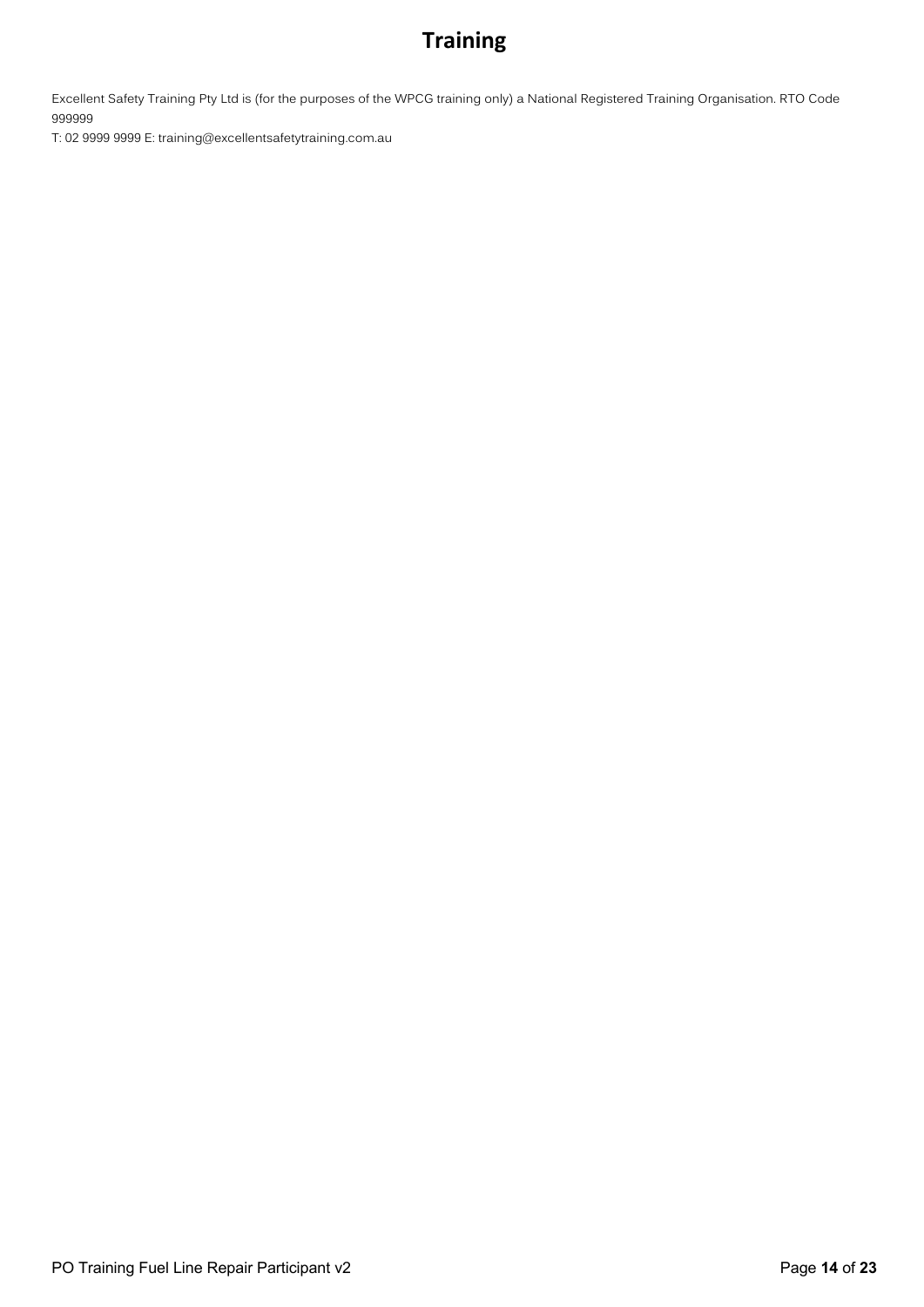# Training

Excellent Safety Training Pty Ltd is (for the purposes of the WPCG training only) a National Registered Training Organisation. RTO Code 999999

T: 02 9999 9999 E: training@excellentsafetytraining.com.au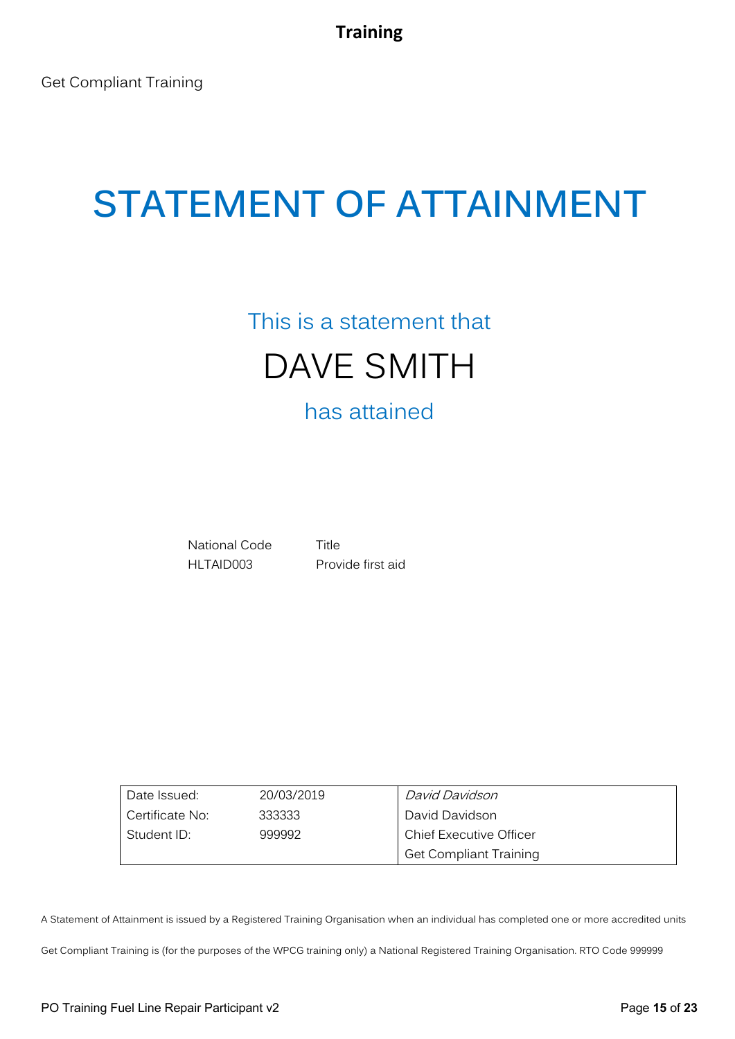Get Compliant Training

# STATEMENT OF ATTAINMENT

This is a statement that

## DAVE SMITH

has attained

| National Code | Title |
|---|---|
| HLTAID003 | Provide first aid |

| | | |
|---|---|---|
| Date Issued: | 20/03/2019 | *David Davidson* |
| Certificate No: | 333333 | David Davidson |
| Student ID: | 999992 | Chief Executive Officer |
| | | Get Compliant Training |

A Statement of Attainment is issued by a Registered Training Organisation when an individual has completed one or more accredited units

Get Compliant Training is (for the purposes of the WPCG training only) a National Registered Training Organisation. RTO Code 999999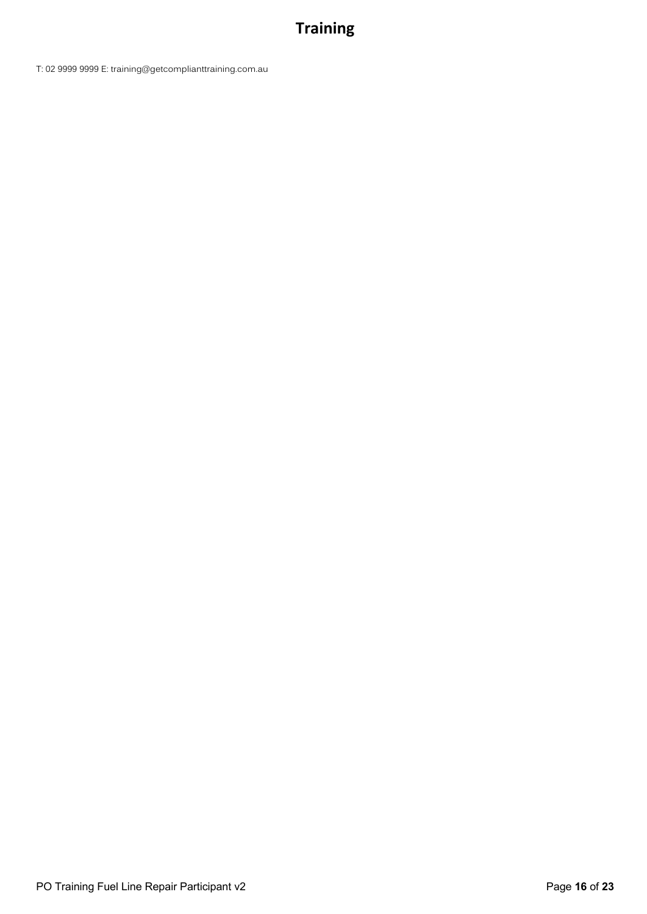# Training

T: 02 9999 9999 E: training@getcomplianttraining.com.au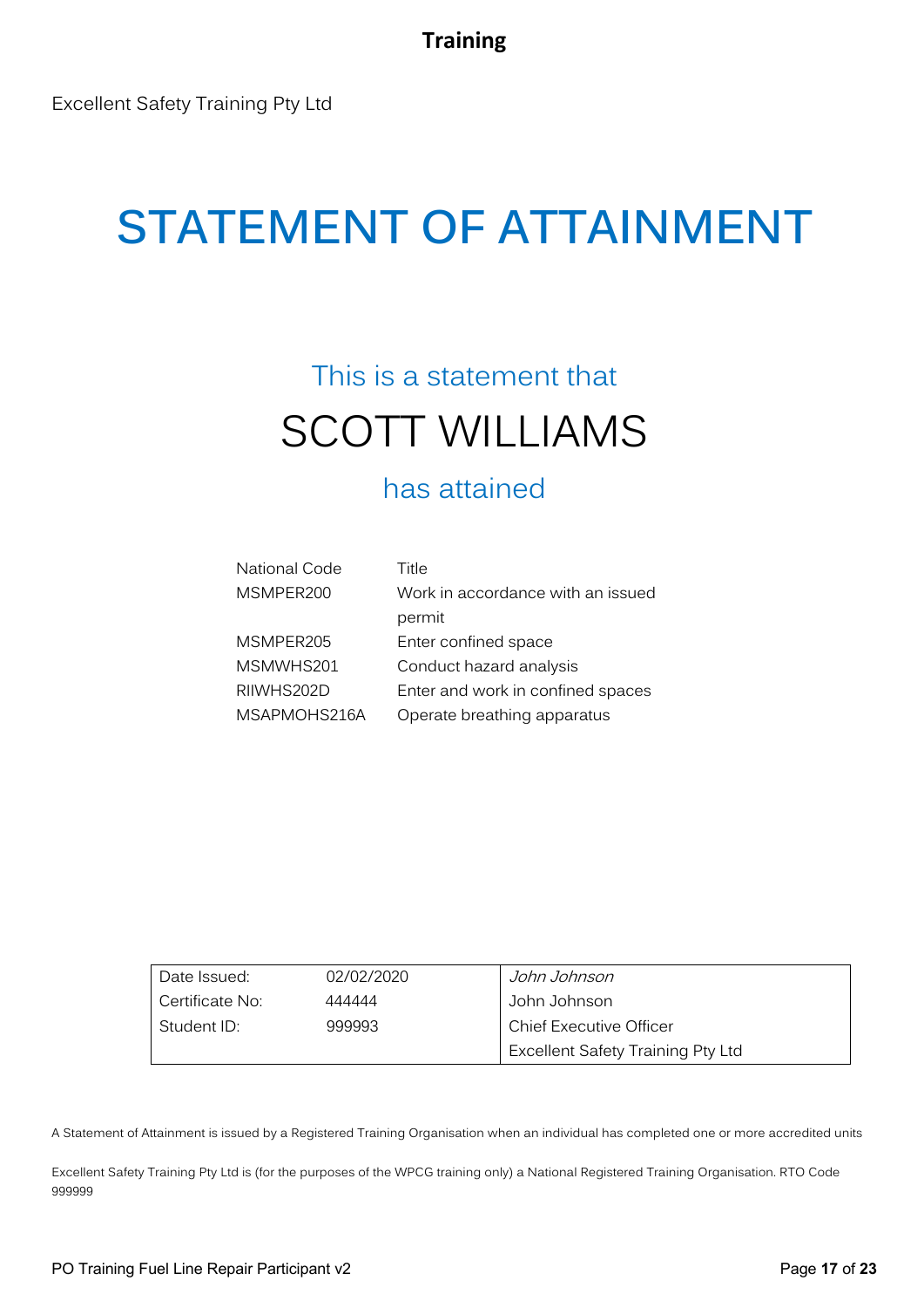Excellent Safety Training Pty Ltd

# STATEMENT OF ATTAINMENT

This is a statement that

## SCOTT WILLIAMS

has attained

| National Code | Title |
|---|---|
| MSMPER200 | Work in accordance with an issued permit |
| MSMPER205 | Enter confined space |
| MSMWHS201 | Conduct hazard analysis |
| RIIWHS202D | Enter and work in confined spaces |
| MSAPMOHS216A | Operate breathing apparatus |

| | | |
|---|---|---|
| Date Issued: | 02/02/2020 | *John Johnson* |
| Certificate No: | 444444 | John Johnson |
| Student ID: | 999993 | Chief Executive Officer |
| | | Excellent Safety Training Pty Ltd |

A Statement of Attainment is issued by a Registered Training Organisation when an individual has completed one or more accredited units

Excellent Safety Training Pty Ltd is (for the purposes of the WPCG training only) a National Registered Training Organisation. RTO Code 999999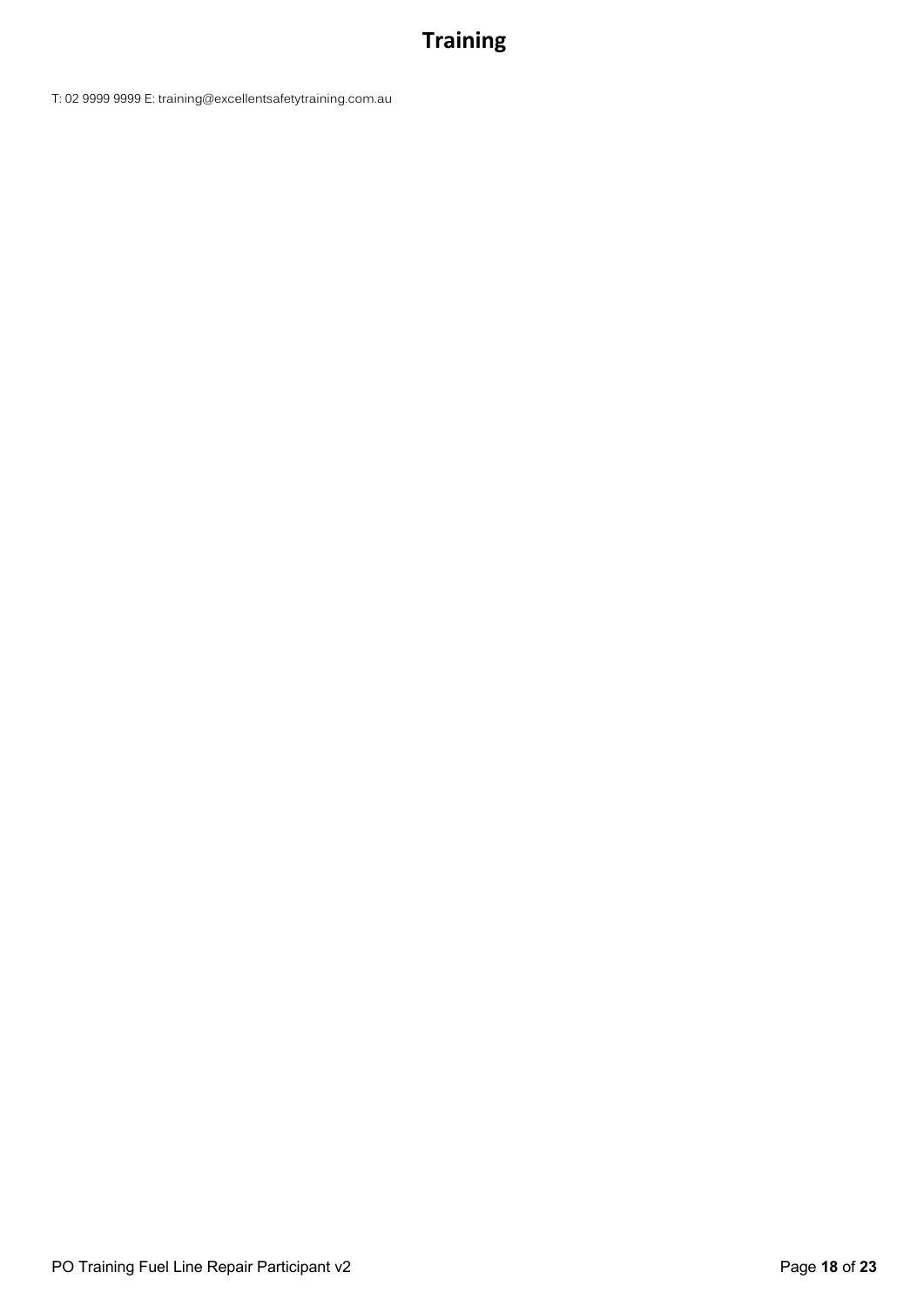# Training

T: 02 9999 9999 E: training@excellentsafetytraining.com.au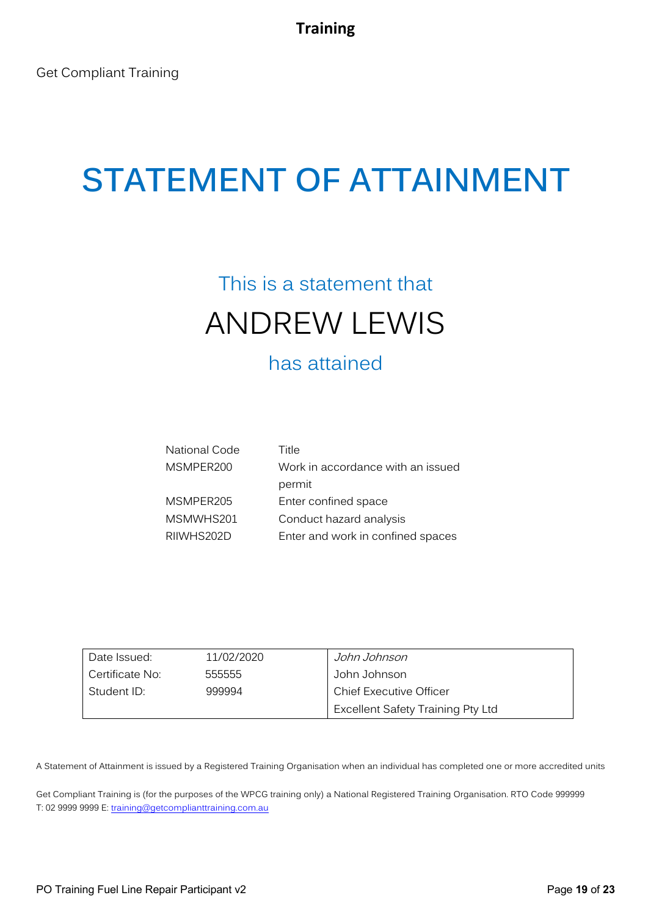Get Compliant Training

# STATEMENT OF ATTAINMENT

This is a statement that

## ANDREW LEWIS

has attained

| National Code | Title |
|---|---|
| MSMPER200 | Work in accordance with an issued permit |
| MSMPER205 | Enter confined space |
| MSMWHS201 | Conduct hazard analysis |
| RIIWHS202D | Enter and work in confined spaces |

| Date Issued: | 11/02/2020 | *John Johnson* |
|---|---|---|
| Certificate No: | 555555 | John Johnson |
| Student ID: | 999994 | Chief Executive Officer |
| | | Excellent Safety Training Pty Ltd |

A Statement of Attainment is issued by a Registered Training Organisation when an individual has completed one or more accredited units

Get Compliant Training is (for the purposes of the WPCG training only) a National Registered Training Organisation. RTO Code 999999
T: 02 9999 9999 E: training@getcomplianttraining.com.au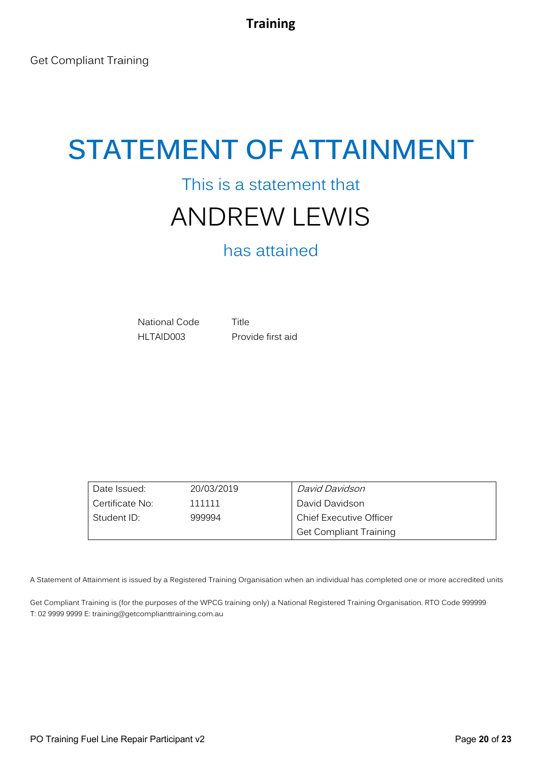Get Compliant Training

# STATEMENT OF ATTAINMENT

## This is a statement that

# ANDREW LEWIS

## has attained

| National Code | Title |
|---|---|
| HLTAID003 | Provide first aid |

| | | |
|---|---|---|
| Date Issued: | 20/03/2019 | *David Davidson* |
| Certificate No: | 111111 | David Davidson |
| Student ID: | 999994 | Chief Executive Officer |
| | | Get Compliant Training |

A Statement of Attainment is issued by a Registered Training Organisation when an individual has completed one or more accredited units

Get Compliant Training is (for the purposes of the WPCG training only) a National Registered Training Organisation. RTO Code 999999
T: 02 9999 9999 E: training@getcomplianttraining.com.au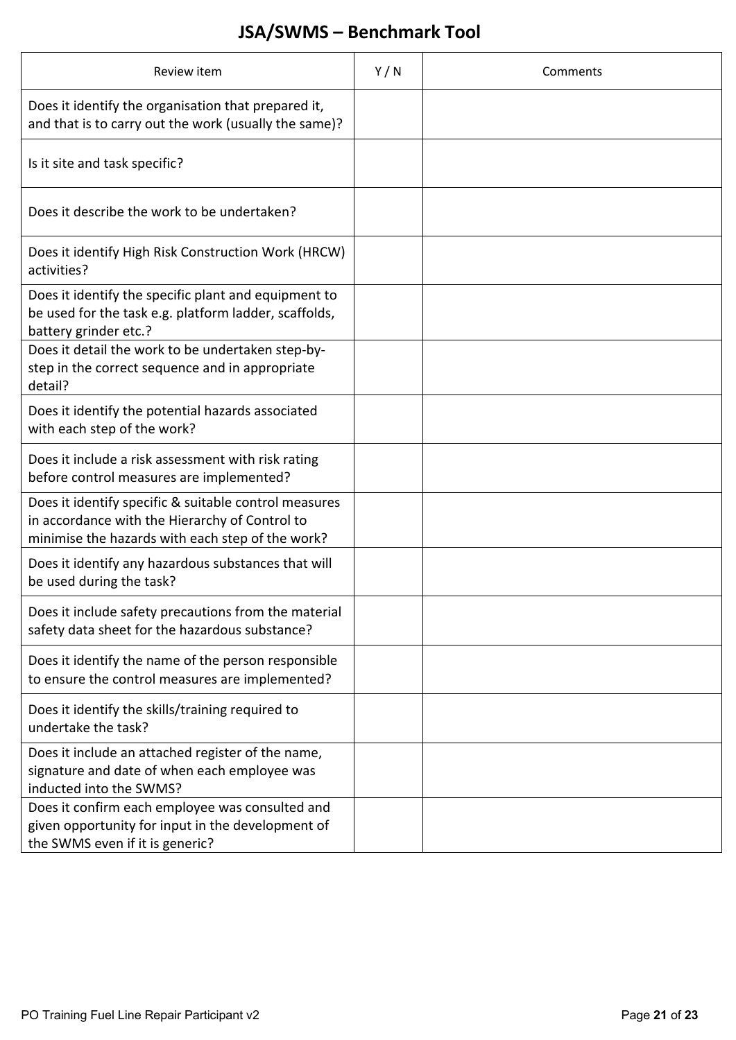# JSA/SWMS – Benchmark Tool

| Review item | Y / N | Comments |
| --- | --- | --- |
| Does it identify the organisation that prepared it, and that is to carry out the work (usually the same)? | | |
| Is it site and task specific? | | |
| Does it describe the work to be undertaken? | | |
| Does it identify High Risk Construction Work (HRCW) activities? | | |
| Does it identify the specific plant and equipment to be used for the task e.g. platform ladder, scaffolds, battery grinder etc.? | | |
| Does it detail the work to be undertaken step-by-step in the correct sequence and in appropriate detail? | | |
| Does it identify the potential hazards associated with each step of the work? | | |
| Does it include a risk assessment with risk rating before control measures are implemented? | | |
| Does it identify specific & suitable control measures in accordance with the Hierarchy of Control to minimise the hazards with each step of the work? | | |
| Does it identify any hazardous substances that will be used during the task? | | |
| Does it include safety precautions from the material safety data sheet for the hazardous substance? | | |
| Does it identify the name of the person responsible to ensure the control measures are implemented? | | |
| Does it identify the skills/training required to undertake the task? | | |
| Does it include an attached register of the name, signature and date of when each employee was inducted into the SWMS? | | |
| Does it confirm each employee was consulted and given opportunity for input in the development of the SWMS even if it is generic? | | |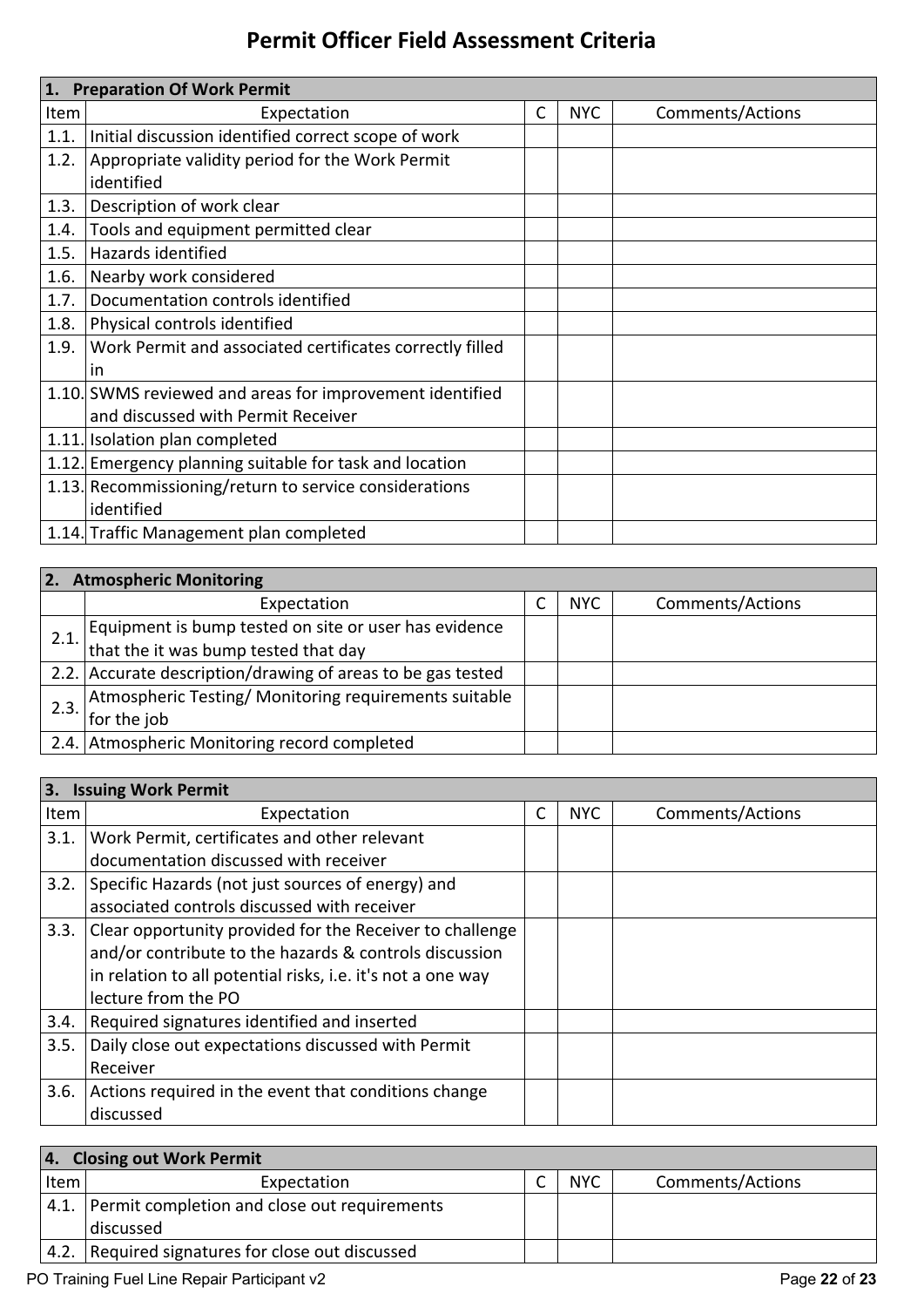# Permit Officer Field Assessment Criteria

| 1. Preparation Of Work Permit | | | | |
|---|---|---|---|---|
| Item | Expectation | C | NYC | Comments/Actions |
| 1.1. | Initial discussion identified correct scope of work | | | |
| 1.2. | Appropriate validity period for the Work Permit identified | | | |
| 1.3. | Description of work clear | | | |
| 1.4. | Tools and equipment permitted clear | | | |
| 1.5. | Hazards identified | | | |
| 1.6. | Nearby work considered | | | |
| 1.7. | Documentation controls identified | | | |
| 1.8. | Physical controls identified | | | |
| 1.9. | Work Permit and associated certificates correctly filled in | | | |
| 1.10. | SWMS reviewed and areas for improvement identified and discussed with Permit Receiver | | | |
| 1.11. | Isolation plan completed | | | |
| 1.12. | Emergency planning suitable for task and location | | | |
| 1.13. | Recommissioning/return to service considerations identified | | | |
| 1.14. | Traffic Management plan completed | | | |

| 2. Atmospheric Monitoring | | | | |
|---|---|---|---|---|
| | Expectation | C | NYC | Comments/Actions |
| 2.1. | Equipment is bump tested on site or user has evidence that the it was bump tested that day | | | |
| 2.2. | Accurate description/drawing of areas to be gas tested | | | |
| 2.3. | Atmospheric Testing/ Monitoring requirements suitable for the job | | | |
| 2.4. | Atmospheric Monitoring record completed | | | |

| 3. Issuing Work Permit | | | | |
|---|---|---|---|---|
| Item | Expectation | C | NYC | Comments/Actions |
| 3.1. | Work Permit, certificates and other relevant documentation discussed with receiver | | | |
| 3.2. | Specific Hazards (not just sources of energy) and associated controls discussed with receiver | | | |
| 3.3. | Clear opportunity provided for the Receiver to challenge and/or contribute to the hazards & controls discussion in relation to all potential risks, i.e. it's not a one way lecture from the PO | | | |
| 3.4. | Required signatures identified and inserted | | | |
| 3.5. | Daily close out expectations discussed with Permit Receiver | | | |
| 3.6. | Actions required in the event that conditions change discussed | | | |

| 4. Closing out Work Permit | | | | |
|---|---|---|---|---|
| Item | Expectation | C | NYC | Comments/Actions |
| 4.1. | Permit completion and close out requirements discussed | | | |
| 4.2. | Required signatures for close out discussed | | | |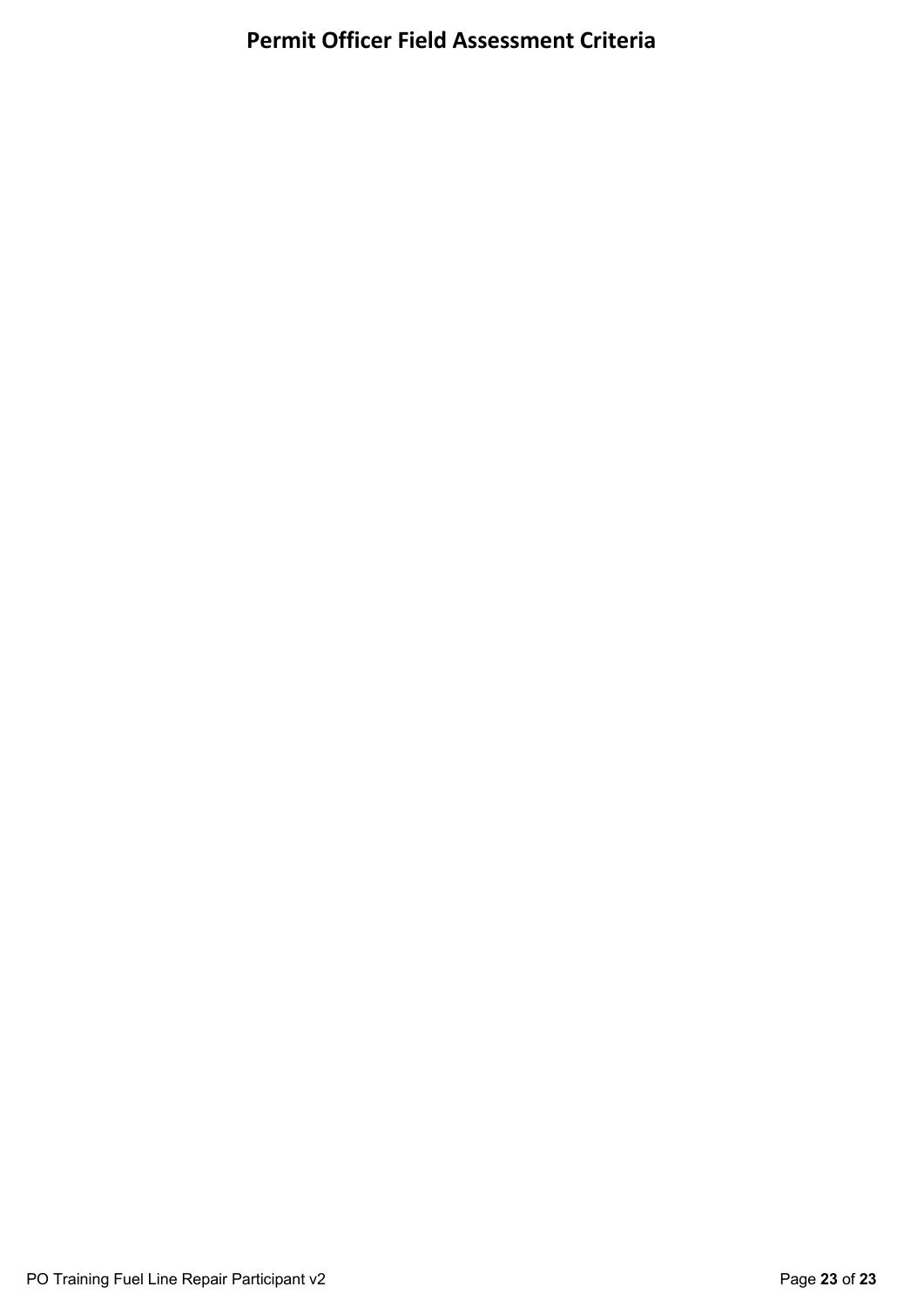# Permit Officer Field Assessment Criteria